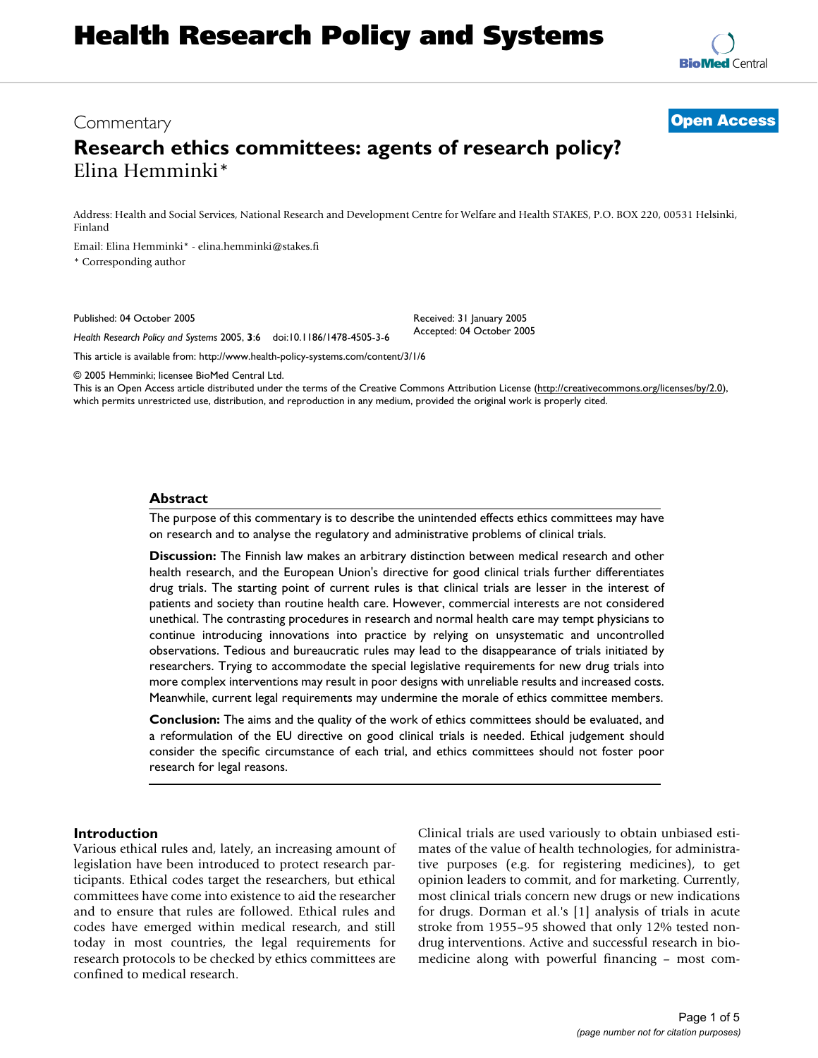# Health Research Policy and Systems

Commentary

**Open Access**

## Research ethics committees: agents of research policy?

Elina Hemminki*

Address: Health and Social Services, National Research and Development Centre for Welfare and Health STAKES, P.O. BOX 220, 00531 Helsinki, Finland

Email: Elina Hemminki* - elina.hemminki@stakes.fi

* Corresponding author

Published: 04 October 2005

*Health Research Policy and Systems* 2005, **3**:6 doi:10.1186/1478-4505-3-6

Received: 31 January 2005
Accepted: 04 October 2005

This article is available from: http://www.health-policy-systems.com/content/3/1/6

© 2005 Hemminki; licensee BioMed Central Ltd.
This is an Open Access article distributed under the terms of the Creative Commons Attribution License (http://creativecommons.org/licenses/by/2.0), which permits unrestricted use, distribution, and reproduction in any medium, provided the original work is properly cited.

### Abstract

The purpose of this commentary is to describe the unintended effects ethics committees may have on research and to analyse the regulatory and administrative problems of clinical trials.

**Discussion:** The Finnish law makes an arbitrary distinction between medical research and other health research, and the European Union's directive for good clinical trials further differentiates drug trials. The starting point of current rules is that clinical trials are lesser in the interest of patients and society than routine health care. However, commercial interests are not considered unethical. The contrasting procedures in research and normal health care may tempt physicians to continue introducing innovations into practice by relying on unsystematic and uncontrolled observations. Tedious and bureaucratic rules may lead to the disappearance of trials initiated by researchers. Trying to accommodate the special legislative requirements for new drug trials into more complex interventions may result in poor designs with unreliable results and increased costs. Meanwhile, current legal requirements may undermine the morale of ethics committee members.

**Conclusion:** The aims and the quality of the work of ethics committees should be evaluated, and a reformulation of the EU directive on good clinical trials is needed. Ethical judgement should consider the specific circumstance of each trial, and ethics committees should not foster poor research for legal reasons.

### Introduction

Various ethical rules and, lately, an increasing amount of legislation have been introduced to protect research participants. Ethical codes target the researchers, but ethical committees have come into existence to aid the researcher and to ensure that rules are followed. Ethical rules and codes have emerged within medical research, and still today in most countries, the legal requirements for research protocols to be checked by ethics committees are confined to medical research.

Clinical trials are used variously to obtain unbiased estimates of the value of health technologies, for administrative purposes (e.g. for registering medicines), to get opinion leaders to commit, and for marketing. Currently, most clinical trials concern new drugs or new indications for drugs. Dorman et al.'s [1] analysis of trials in acute stroke from 1955–95 showed that only 12% tested non-drug interventions. Active and successful research in biomedicine along with powerful financing – most com-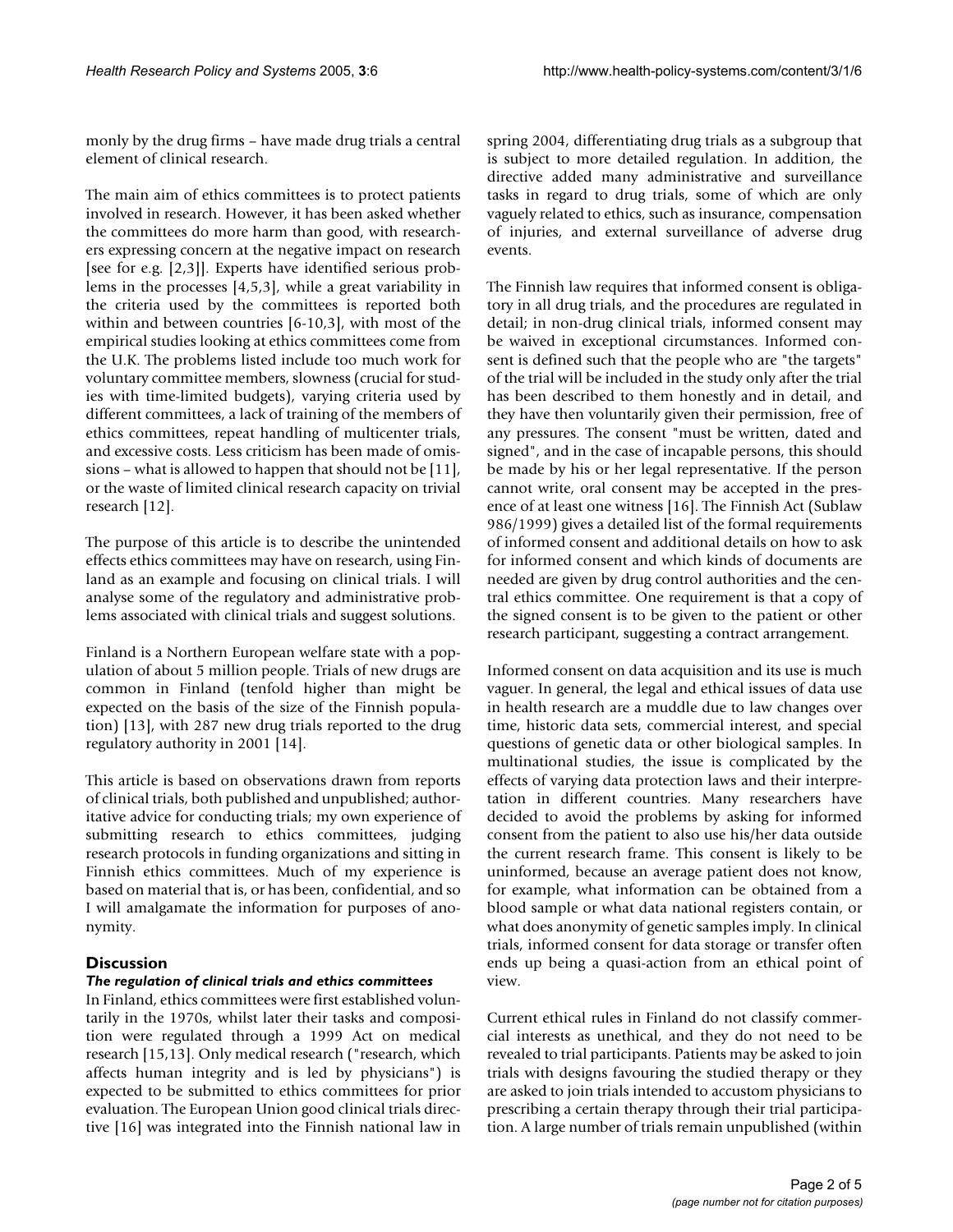monly by the drug firms – have made drug trials a central element of clinical research.

The main aim of ethics committees is to protect patients involved in research. However, it has been asked whether the committees do more harm than good, with researchers expressing concern at the negative impact on research [see for e.g. [2,3]]. Experts have identified serious problems in the processes [4,5,3], while a great variability in the criteria used by the committees is reported both within and between countries [6-10,3], with most of the empirical studies looking at ethics committees come from the U.K. The problems listed include too much work for voluntary committee members, slowness (crucial for studies with time-limited budgets), varying criteria used by different committees, a lack of training of the members of ethics committees, repeat handling of multicenter trials, and excessive costs. Less criticism has been made of omissions – what is allowed to happen that should not be [11], or the waste of limited clinical research capacity on trivial research [12].

The purpose of this article is to describe the unintended effects ethics committees may have on research, using Finland as an example and focusing on clinical trials. I will analyse some of the regulatory and administrative problems associated with clinical trials and suggest solutions.

Finland is a Northern European welfare state with a population of about 5 million people. Trials of new drugs are common in Finland (tenfold higher than might be expected on the basis of the size of the Finnish population) [13], with 287 new drug trials reported to the drug regulatory authority in 2001 [14].

This article is based on observations drawn from reports of clinical trials, both published and unpublished; authoritative advice for conducting trials; my own experience of submitting research to ethics committees, judging research protocols in funding organizations and sitting in Finnish ethics committees. Much of my experience is based on material that is, or has been, confidential, and so I will amalgamate the information for purposes of anonymity.

## Discussion

### *The regulation of clinical trials and ethics committees*

In Finland, ethics committees were first established voluntarily in the 1970s, whilst later their tasks and composition were regulated through a 1999 Act on medical research [15,13]. Only medical research ("research, which affects human integrity and is led by physicians") is expected to be submitted to ethics committees for prior evaluation. The European Union good clinical trials directive [16] was integrated into the Finnish national law in spring 2004, differentiating drug trials as a subgroup that is subject to more detailed regulation. In addition, the directive added many administrative and surveillance tasks in regard to drug trials, some of which are only vaguely related to ethics, such as insurance, compensation of injuries, and external surveillance of adverse drug events.

The Finnish law requires that informed consent is obligatory in all drug trials, and the procedures are regulated in detail; in non-drug clinical trials, informed consent may be waived in exceptional circumstances. Informed consent is defined such that the people who are "the targets" of the trial will be included in the study only after the trial has been described to them honestly and in detail, and they have then voluntarily given their permission, free of any pressures. The consent "must be written, dated and signed", and in the case of incapable persons, this should be made by his or her legal representative. If the person cannot write, oral consent may be accepted in the presence of at least one witness [16]. The Finnish Act (Sublaw 986/1999) gives a detailed list of the formal requirements of informed consent and additional details on how to ask for informed consent and which kinds of documents are needed are given by drug control authorities and the central ethics committee. One requirement is that a copy of the signed consent is to be given to the patient or other research participant, suggesting a contract arrangement.

Informed consent on data acquisition and its use is much vaguer. In general, the legal and ethical issues of data use in health research are a muddle due to law changes over time, historic data sets, commercial interest, and special questions of genetic data or other biological samples. In multinational studies, the issue is complicated by the effects of varying data protection laws and their interpretation in different countries. Many researchers have decided to avoid the problems by asking for informed consent from the patient to also use his/her data outside the current research frame. This consent is likely to be uninformed, because an average patient does not know, for example, what information can be obtained from a blood sample or what data national registers contain, or what does anonymity of genetic samples imply. In clinical trials, informed consent for data storage or transfer often ends up being a quasi-action from an ethical point of view.

Current ethical rules in Finland do not classify commercial interests as unethical, and they do not need to be revealed to trial participants. Patients may be asked to join trials with designs favouring the studied therapy or they are asked to join trials intended to accustom physicians to prescribing a certain therapy through their trial participation. A large number of trials remain unpublished (within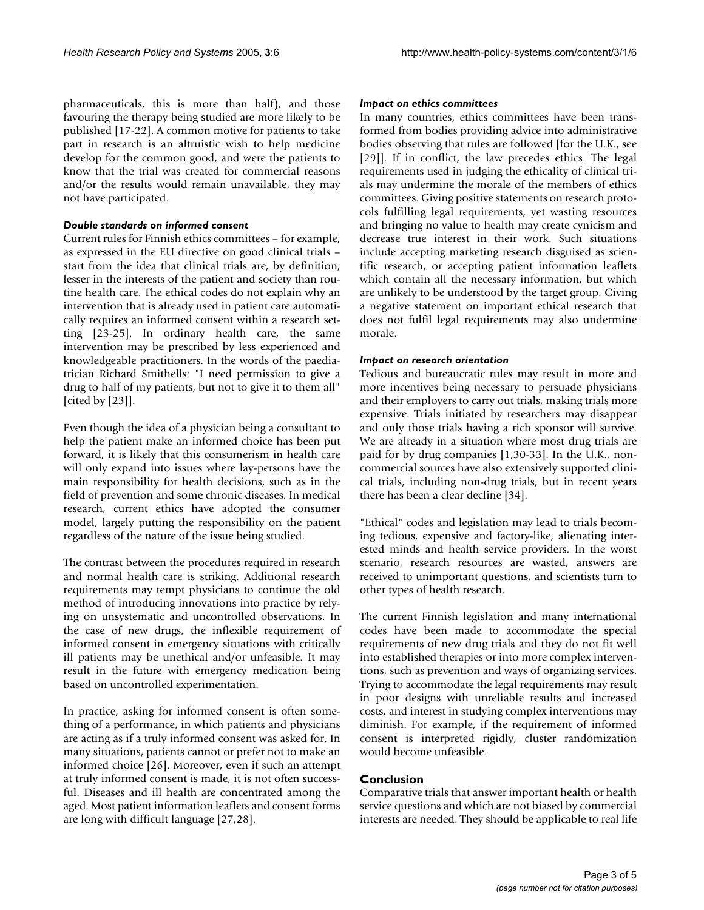pharmaceuticals, this is more than half), and those favouring the therapy being studied are more likely to be published [17-22]. A common motive for patients to take part in research is an altruistic wish to help medicine develop for the common good, and were the patients to know that the trial was created for commercial reasons and/or the results would remain unavailable, they may not have participated.

### *Double standards on informed consent*

Current rules for Finnish ethics committees – for example, as expressed in the EU directive on good clinical trials – start from the idea that clinical trials are, by definition, lesser in the interests of the patient and society than routine health care. The ethical codes do not explain why an intervention that is already used in patient care automatically requires an informed consent within a research setting [23-25]. In ordinary health care, the same intervention may be prescribed by less experienced and knowledgeable practitioners. In the words of the paediatrician Richard Smithells: "I need permission to give a drug to half of my patients, but not to give it to them all" [cited by [23]].

Even though the idea of a physician being a consultant to help the patient make an informed choice has been put forward, it is likely that this consumerism in health care will only expand into issues where lay-persons have the main responsibility for health decisions, such as in the field of prevention and some chronic diseases. In medical research, current ethics have adopted the consumer model, largely putting the responsibility on the patient regardless of the nature of the issue being studied.

The contrast between the procedures required in research and normal health care is striking. Additional research requirements may tempt physicians to continue the old method of introducing innovations into practice by relying on unsystematic and uncontrolled observations. In the case of new drugs, the inflexible requirement of informed consent in emergency situations with critically ill patients may be unethical and/or unfeasible. It may result in the future with emergency medication being based on uncontrolled experimentation.

In practice, asking for informed consent is often something of a performance, in which patients and physicians are acting as if a truly informed consent was asked for. In many situations, patients cannot or prefer not to make an informed choice [26]. Moreover, even if such an attempt at truly informed consent is made, it is not often successful. Diseases and ill health are concentrated among the aged. Most patient information leaflets and consent forms are long with difficult language [27,28].

### *Impact on ethics committees*

In many countries, ethics committees have been transformed from bodies providing advice into administrative bodies observing that rules are followed [for the U.K., see [29]]. If in conflict, the law precedes ethics. The legal requirements used in judging the ethicality of clinical trials may undermine the morale of the members of ethics committees. Giving positive statements on research protocols fulfilling legal requirements, yet wasting resources and bringing no value to health may create cynicism and decrease true interest in their work. Such situations include accepting marketing research disguised as scientific research, or accepting patient information leaflets which contain all the necessary information, but which are unlikely to be understood by the target group. Giving a negative statement on important ethical research that does not fulfil legal requirements may also undermine morale.

### *Impact on research orientation*

Tedious and bureaucratic rules may result in more and more incentives being necessary to persuade physicians and their employers to carry out trials, making trials more expensive. Trials initiated by researchers may disappear and only those trials having a rich sponsor will survive. We are already in a situation where most drug trials are paid for by drug companies [1,30-33]. In the U.K., non-commercial sources have also extensively supported clinical trials, including non-drug trials, but in recent years there has been a clear decline [34].

"Ethical" codes and legislation may lead to trials becoming tedious, expensive and factory-like, alienating interested minds and health service providers. In the worst scenario, research resources are wasted, answers are received to unimportant questions, and scientists turn to other types of health research.

The current Finnish legislation and many international codes have been made to accommodate the special requirements of new drug trials and they do not fit well into established therapies or into more complex interventions, such as prevention and ways of organizing services. Trying to accommodate the legal requirements may result in poor designs with unreliable results and increased costs, and interest in studying complex interventions may diminish. For example, if the requirement of informed consent is interpreted rigidly, cluster randomization would become unfeasible.

## Conclusion

Comparative trials that answer important health or health service questions and which are not biased by commercial interests are needed. They should be applicable to real life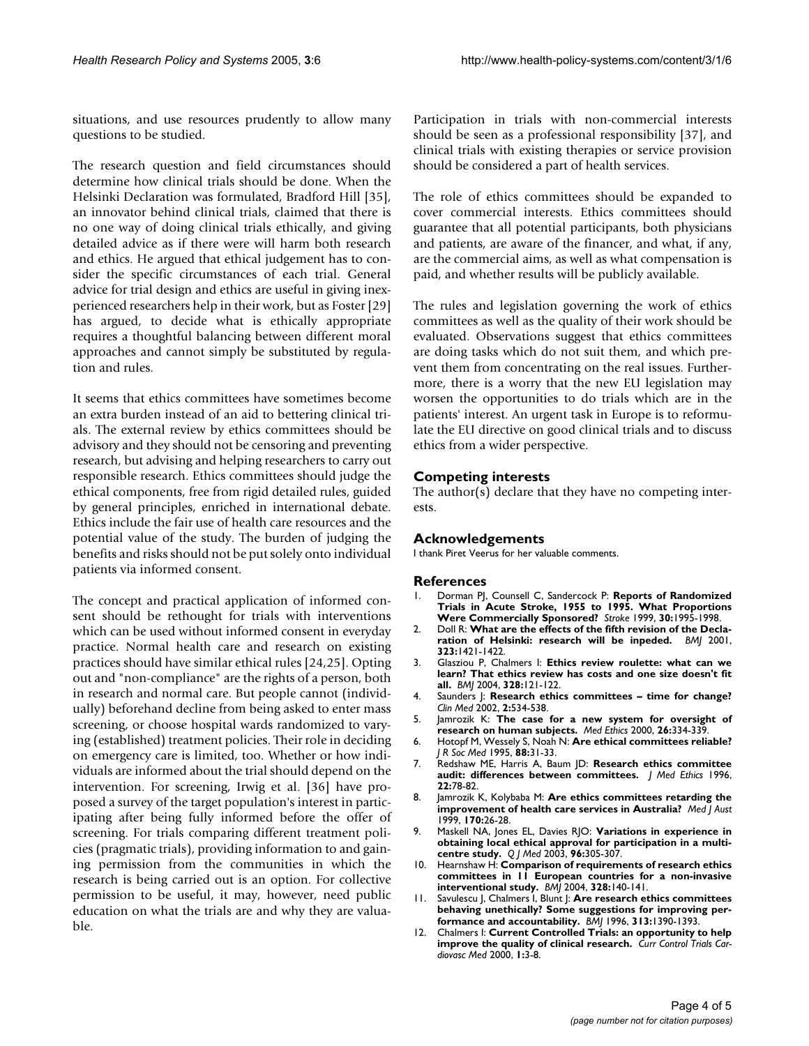situations, and use resources prudently to allow many questions to be studied.

The research question and field circumstances should determine how clinical trials should be done. When the Helsinki Declaration was formulated, Bradford Hill [35], an innovator behind clinical trials, claimed that there is no one way of doing clinical trials ethically, and giving detailed advice as if there were will harm both research and ethics. He argued that ethical judgement has to consider the specific circumstances of each trial. General advice for trial design and ethics are useful in giving inexperienced researchers help in their work, but as Foster [29] has argued, to decide what is ethically appropriate requires a thoughtful balancing between different moral approaches and cannot simply be substituted by regulation and rules.

It seems that ethics committees have sometimes become an extra burden instead of an aid to bettering clinical trials. The external review by ethics committees should be advisory and they should not be censoring and preventing research, but advising and helping researchers to carry out responsible research. Ethics committees should judge the ethical components, free from rigid detailed rules, guided by general principles, enriched in international debate. Ethics include the fair use of health care resources and the potential value of the study. The burden of judging the benefits and risks should not be put solely onto individual patients via informed consent.

The concept and practical application of informed consent should be rethought for trials with interventions which can be used without informed consent in everyday practice. Normal health care and research on existing practices should have similar ethical rules [24,25]. Opting out and "non-compliance" are the rights of a person, both in research and normal care. But people cannot (individually) beforehand decline from being asked to enter mass screening, or choose hospital wards randomized to varying (established) treatment policies. Their role in deciding on emergency care is limited, too. Whether or how individuals are informed about the trial should depend on the intervention. For screening, Irwig et al. [36] have proposed a survey of the target population's interest in participating after being fully informed before the offer of screening. For trials comparing different treatment policies (pragmatic trials), providing information to and gaining permission from the communities in which the research is being carried out is an option. For collective permission to be useful, it may, however, need public education on what the trials are and why they are valuable.

Participation in trials with non-commercial interests should be seen as a professional responsibility [37], and clinical trials with existing therapies or service provision should be considered a part of health services.

The role of ethics committees should be expanded to cover commercial interests. Ethics committees should guarantee that all potential participants, both physicians and patients, are aware of the financer, and what, if any, are the commercial aims, as well as what compensation is paid, and whether results will be publicly available.

The rules and legislation governing the work of ethics committees as well as the quality of their work should be evaluated. Observations suggest that ethics committees are doing tasks which do not suit them, and which prevent them from concentrating on the real issues. Furthermore, there is a worry that the new EU legislation may worsen the opportunities to do trials which are in the patients' interest. An urgent task in Europe is to reformulate the EU directive on good clinical trials and to discuss ethics from a wider perspective.

## Competing interests

The author(s) declare that they have no competing interests.

## Acknowledgements

I thank Piret Veerus for her valuable comments.

## References

1. Dorman PJ, Counsell C, Sandercock P: **Reports of Randomized Trials in Acute Stroke, 1955 to 1995. What Proportions Were Commercially Sponsored?** *Stroke* 1999, **30:**1995-1998.
2. Doll R: **What are the effects of the fifth revision of the Declaration of Helsinki: research will be inpeded.** *BMJ* 2001, **323:**1421-1422.
3. Glasziou P, Chalmers I: **Ethics review roulette: what can we learn? That ethics review has costs and one size doesn't fit all.** *BMJ* 2004, **328:**121-122.
4. Saunders J: **Research ethics committees – time for change?** *Clin Med* 2002, **2:**534-538.
5. Jamrozik K: **The case for a new system for oversight of research on human subjects.** *Med Ethics* 2000, **26:**334-339.
6. Hotopf M, Wessely S, Noah N: **Are ethical committees reliable?** *J R Soc Med* 1995, **88:**31-33.
7. Redshaw ME, Harris A, Baum JD: **Research ethics committee audit: differences between committees.** *J Med Ethics* 1996, **22:**78-82.
8. Jamrozik K, Kolybaba M: **Are ethics committees retarding the improvement of health care services in Australia?** *Med J Aust* 1999, **170:**26-28.
9. Maskell NA, Jones EL, Davies RJO: **Variations in experience in obtaining local ethical approval for participation in a multicentre study.** *Q J Med* 2003, **96:**305-307.
10. Hearnshaw H: **Comparison of requirements of research ethics committees in 11 European countries for a non-invasive interventional study.** *BMJ* 2004, **328:**140-141.
11. Savulescu J, Chalmers I, Blunt J: **Are research ethics committees behaving unethically? Some suggestions for improving performance and accountability.** *BMJ* 1996, **313:**1390-1393.
12. Chalmers I: **Current Controlled Trials: an opportunity to help improve the quality of clinical research.** *Curr Control Trials Cardiovasc Med* 2000, **1:**3-8.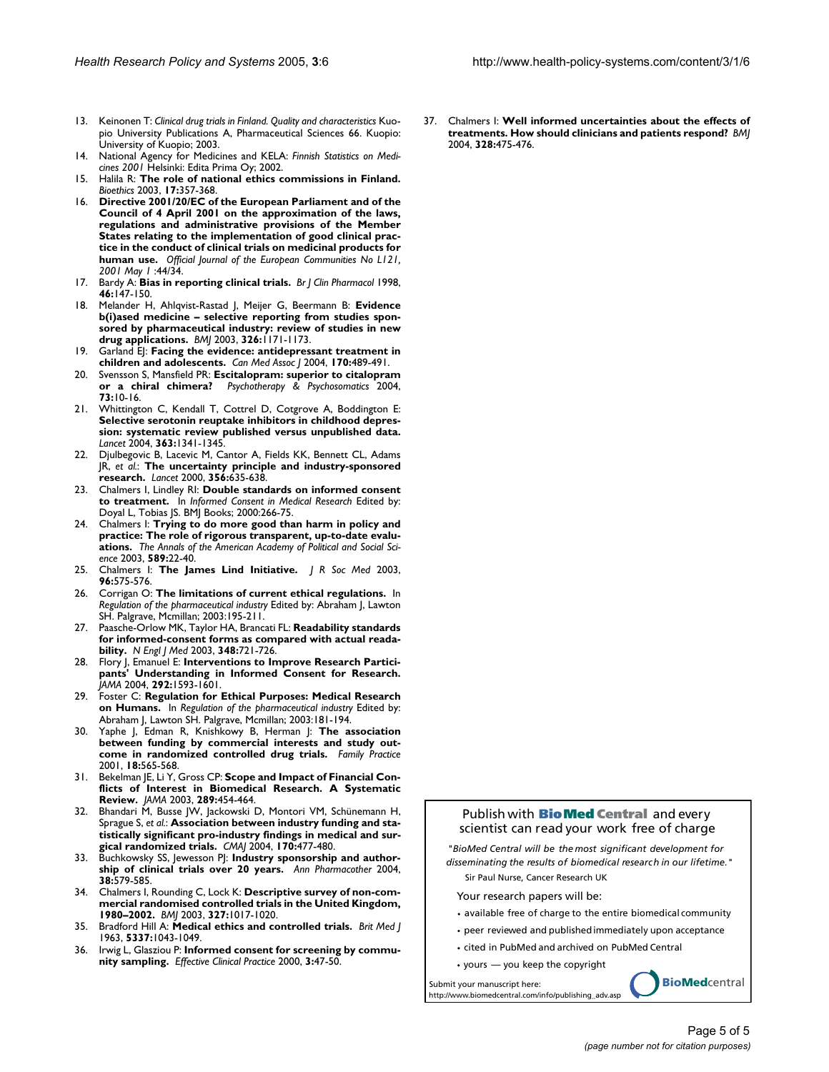13. Keinonen T: *Clinical drug trials in Finland. Quality and characteristics* Kuopio University Publications A, Pharmaceutical Sciences 66. Kuopio: University of Kuopio; 2003.
14. National Agency for Medicines and KELA: *Finnish Statistics on Medicines 2001* Helsinki: Edita Prima Oy; 2002.
15. Halila R: **The role of national ethics commissions in Finland.** *Bioethics* 2003, **17:**357-368.
16. **Directive 2001/20/EC of the European Parliament and of the Council of 4 April 2001 on the approximation of the laws, regulations and administrative provisions of the Member States relating to the implementation of good clinical practice in the conduct of clinical trials on medicinal products for human use.** *Official Journal of the European Communities No L121, 2001 May 1* :44/34.
17. Bardy A: **Bias in reporting clinical trials.** *Br J Clin Pharmacol* 1998, **46:**147-150.
18. Melander H, Ahlqvist-Rastad J, Meijer G, Beermann B: **Evidence b(i)ased medicine – selective reporting from studies sponsored by pharmaceutical industry: review of studies in new drug applications.** *BMJ* 2003, **326:**1171-1173.
19. Garland EJ: **Facing the evidence: antidepressant treatment in children and adolescents.** *Can Med Assoc J* 2004, **170:**489-491.
20. Svensson S, Mansfield PR: **Escitalopram: superior to citalopram or a chiral chimera?** *Psychotherapy & Psychosomatics* 2004, **73:**10-16.
21. Whittington C, Kendall T, Cottrel D, Cotgrove A, Boddington E: **Selective serotonin reuptake inhibitors in childhood depression: systematic review published versus unpublished data.** *Lancet* 2004, **363:**1341-1345.
22. Djulbegovic B, Lacevic M, Cantor A, Fields KK, Bennett CL, Adams JR, *et al.*: **The uncertainty principle and industry-sponsored research.** *Lancet* 2000, **356:**635-638.
23. Chalmers I, Lindley RI: **Double standards on informed consent to treatment.** In *Informed Consent in Medical Research* Edited by: Doyal L, Tobias JS. BMJ Books; 2000:266-75.
24. Chalmers I: **Trying to do more good than harm in policy and practice: The role of rigorous transparent, up-to-date evaluations.** *The Annals of the American Academy of Political and Social Science* 2003, **589:**22-40.
25. Chalmers I: **The James Lind Initiative.** *J R Soc Med* 2003, **96:**575-576.
26. Corrigan O: **The limitations of current ethical regulations.** In *Regulation of the pharmaceutical industry* Edited by: Abraham J, Lawton SH. Palgrave, Mcmillan; 2003:195-211.
27. Paasche-Orlow MK, Taylor HA, Brancati FL: **Readability standards for informed-consent forms as compared with actual readability.** *N Engl J Med* 2003, **348:**721-726.
28. Flory J, Emanuel E: **Interventions to Improve Research Participants' Understanding in Informed Consent for Research.** *JAMA* 2004, **292:**1593-1601.
29. Foster C: **Regulation for Ethical Purposes: Medical Research on Humans.** In *Regulation of the pharmaceutical industry* Edited by: Abraham J, Lawton SH. Palgrave, Mcmillan; 2003:181-194.
30. Yaphe J, Edman R, Knishkowy B, Herman J: **The association between funding by commercial interests and study outcome in randomized controlled drug trials.** *Family Practice* 2001, **18:**565-568.
31. Bekelman JE, Li Y, Gross CP: **Scope and Impact of Financial Conflicts of Interest in Biomedical Research. A Systematic Review.** *JAMA* 2003, **289:**454-464.
32. Bhandari M, Busse JW, Jackowski D, Montori VM, Schünemann H, Sprague S, *et al.*: **Association between industry funding and statistically significant pro-industry findings in medical and surgical randomized trials.** *CMAJ* 2004, **170:**477-480.
33. Buchkowsky SS, Jewesson PJ: **Industry sponsorship and authorship of clinical trials over 20 years.** *Ann Pharmacother* 2004, **38:**579-585.
34. Chalmers I, Rounding C, Lock K: **Descriptive survey of non-commercial randomised controlled trials in the United Kingdom, 1980–2002.** *BMJ* 2003, **327:**1017-1020.
35. Bradford Hill A: **Medical ethics and controlled trials.** *Brit Med J* 1963, **5337:**1043-1049.
36. Irwig L, Glasziou P: **Informed consent for screening by community sampling.** *Effective Clinical Practice* 2000, **3:**47-50.
37. Chalmers I: **Well informed uncertainties about the effects of treatments. How should clinicians and patients respond?** *BMJ* 2004, **328:**475-476.

Publish with **BioMed Central** and every scientist can read your work free of charge

*"BioMed Central will be the most significant development for disseminating the results of biomedical research in our lifetime."*
Sir Paul Nurse, Cancer Research UK

Your research papers will be:

- available free of charge to the entire biomedical community
- peer reviewed and published immediately upon acceptance
- cited in PubMed and archived on PubMed Central
- yours — you keep the copyright

Submit your manuscript here:
http://www.biomedcentral.com/info/publishing_adv.asp

BioMedcentral